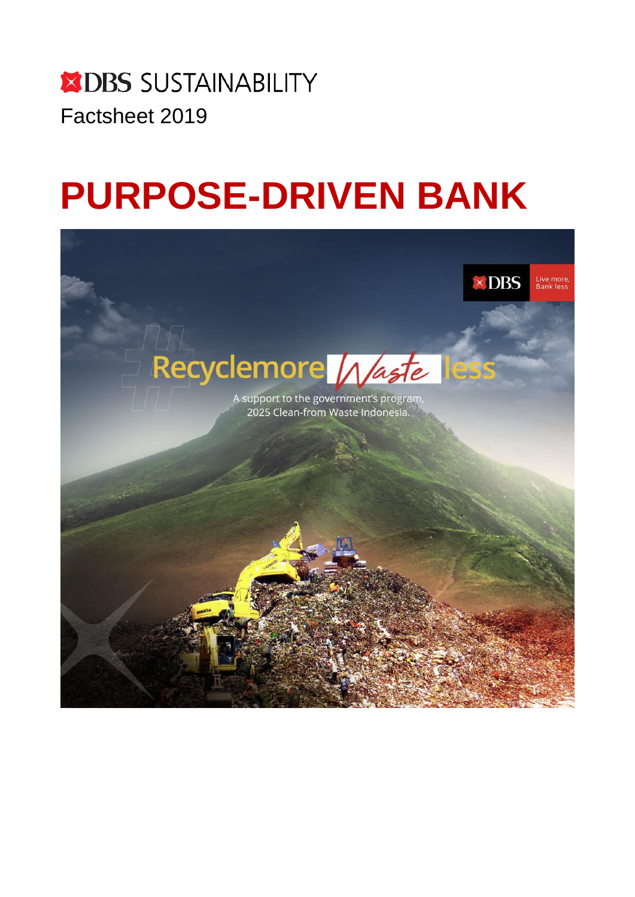DBS SUSTAINABILITY

Factsheet 2019

# PURPOSE-DRIVEN BANK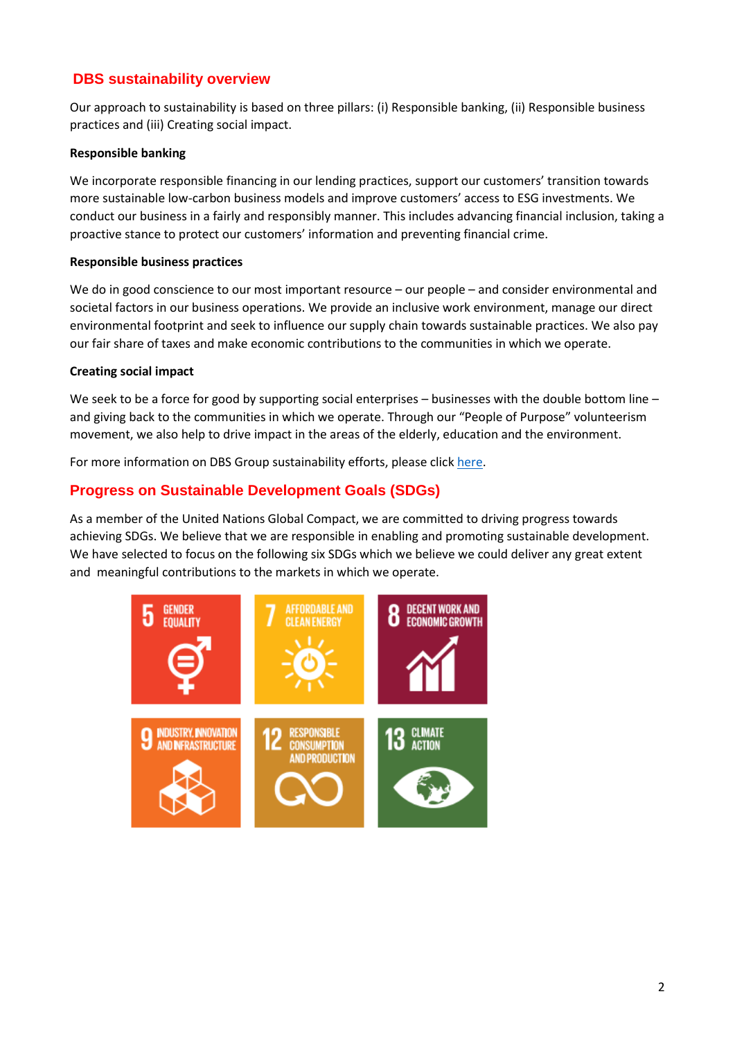## DBS sustainability overview

Our approach to sustainability is based on three pillars: (i) Responsible banking, (ii) Responsible business practices and (iii) Creating social impact.

**Responsible banking**

We incorporate responsible financing in our lending practices, support our customers' transition towards more sustainable low-carbon business models and improve customers' access to ESG investments. We conduct our business in a fairly and responsibly manner. This includes advancing financial inclusion, taking a proactive stance to protect our customers' information and preventing financial crime.

**Responsible business practices**

We do in good conscience to our most important resource – our people – and consider environmental and societal factors in our business operations. We provide an inclusive work environment, manage our direct environmental footprint and seek to influence our supply chain towards sustainable practices. We also pay our fair share of taxes and make economic contributions to the communities in which we operate.

**Creating social impact**

We seek to be a force for good by supporting social enterprises – businesses with the double bottom line – and giving back to the communities in which we operate. Through our "People of Purpose" volunteerism movement, we also help to drive impact in the areas of the elderly, education and the environment.

For more information on DBS Group sustainability efforts, please click here.

## Progress on Sustainable Development Goals (SDGs)

As a member of the United Nations Global Compact, we are committed to driving progress towards achieving SDGs. We believe that we are responsible in enabling and promoting sustainable development. We have selected to focus on the following six SDGs which we believe we could deliver any great extent and meaningful contributions to the markets in which we operate.

5 GENDER EQUALITY

7 AFFORDABLE AND CLEAN ENERGY

8 DECENT WORK AND ECONOMIC GROWTH

9 INDUSTRY, INNOVATION AND INFRASTRUCTURE

12 RESPONSIBLE CONSUMPTION AND PRODUCTION

13 CLIMATE ACTION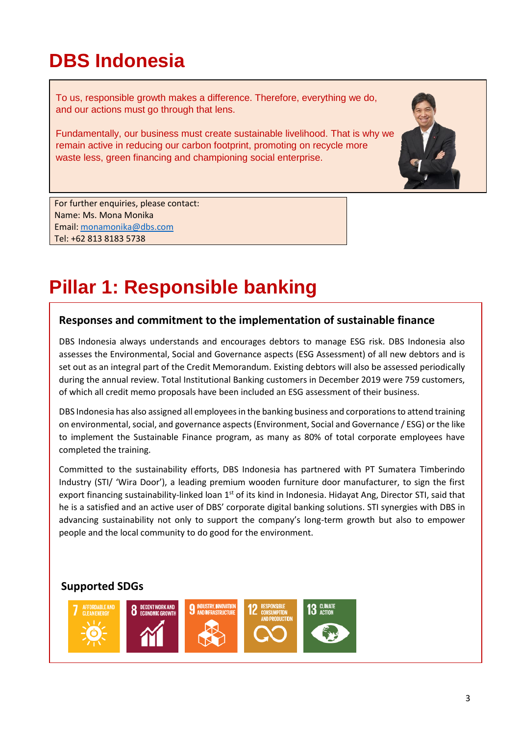# DBS Indonesia

To us, responsible growth makes a difference. Therefore, everything we do, and our actions must go through that lens.

Fundamentally, our business must create sustainable livelihood. That is why we remain active in reducing our carbon footprint, promoting on recycle more waste less, green financing and championing social enterprise.

For further enquiries, please contact:
Name: Ms. Mona Monika
Email: monamonika@dbs.com
Tel: +62 813 8183 5738

# Pillar 1: Responsible banking

## Responses and commitment to the implementation of sustainable finance

DBS Indonesia always understands and encourages debtors to manage ESG risk. DBS Indonesia also assesses the Environmental, Social and Governance aspects (ESG Assessment) of all new debtors and is set out as an integral part of the Credit Memorandum. Existing debtors will also be assessed periodically during the annual review. Total Institutional Banking customers in December 2019 were 759 customers, of which all credit memo proposals have been included an ESG assessment of their business.

DBS Indonesia has also assigned all employees in the banking business and corporations to attend training on environmental, social, and governance aspects (Environment, Social and Governance / ESG) or the like to implement the Sustainable Finance program, as many as 80% of total corporate employees have completed the training.

Committed to the sustainability efforts, DBS Indonesia has partnered with PT Sumatera Timberindo Industry (STI/ 'Wira Door'), a leading premium wooden furniture door manufacturer, to sign the first export financing sustainability-linked loan 1st of its kind in Indonesia. Hidayat Ang, Director STI, said that he is a satisfied and an active user of DBS' corporate digital banking solutions. STI synergies with DBS in advancing sustainability not only to support the company's long-term growth but also to empower people and the local community to do good for the environment.

### Supported SDGs

7 Affordable and Clean Energy | 8 Decent Work and Economic Growth | 9 Industry, Innovation and Infrastructure | 12 Responsible Consumption and Production | 13 Climate Action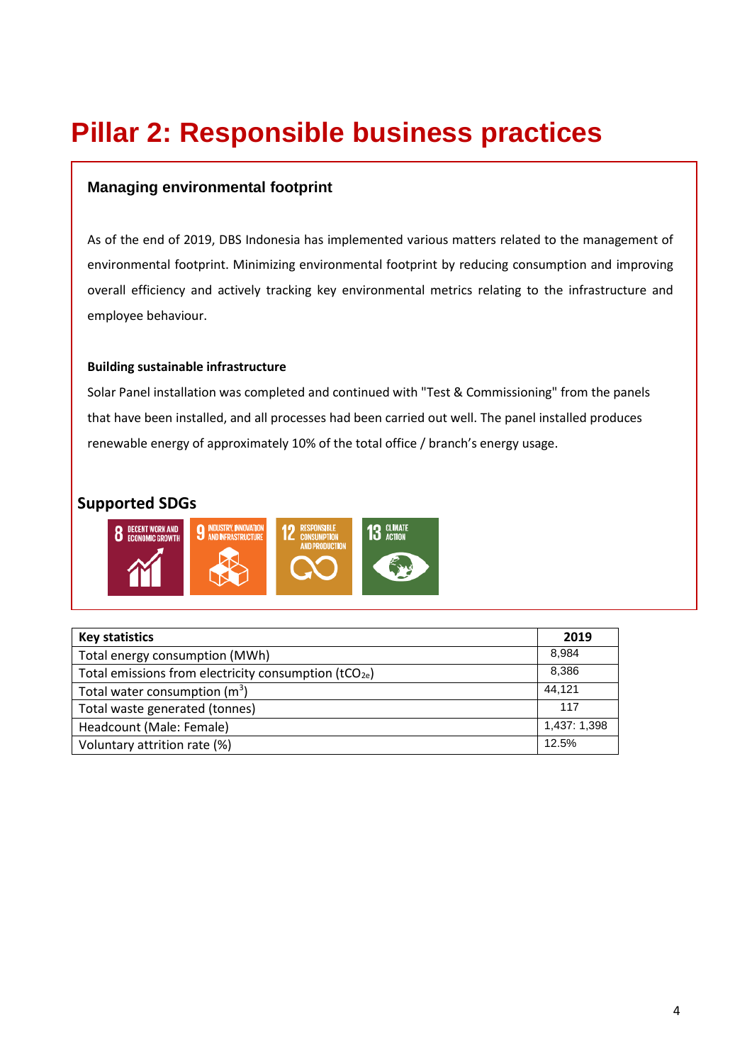# Pillar 2: Responsible business practices

### Managing environmental footprint

As of the end of 2019, DBS Indonesia has implemented various matters related to the management of environmental footprint. Minimizing environmental footprint by reducing consumption and improving overall efficiency and actively tracking key environmental metrics relating to the infrastructure and employee behaviour.

**Building sustainable infrastructure**

Solar Panel installation was completed and continued with "Test & Commissioning" from the panels that have been installed, and all processes had been carried out well. The panel installed produces renewable energy of approximately 10% of the total office / branch's energy usage.

## Supported SDGs

8 DECENT WORK AND ECONOMIC GROWTH

9 INDUSTRY, INNOVATION AND INFRASTRUCTURE

12 RESPONSIBLE CONSUMPTION AND PRODUCTION

13 CLIMATE ACTION

| Key statistics | 2019 |
|---|---|
| Total energy consumption (MWh) | 8,984 |
| Total emissions from electricity consumption ($tCO_{2e}$) | 8,386 |
| Total water consumption ($m^3$) | 44,121 |
| Total waste generated (tonnes) | 117 |
| Headcount (Male: Female) | 1,437: 1,398 |
| Voluntary attrition rate (%) | 12.5% |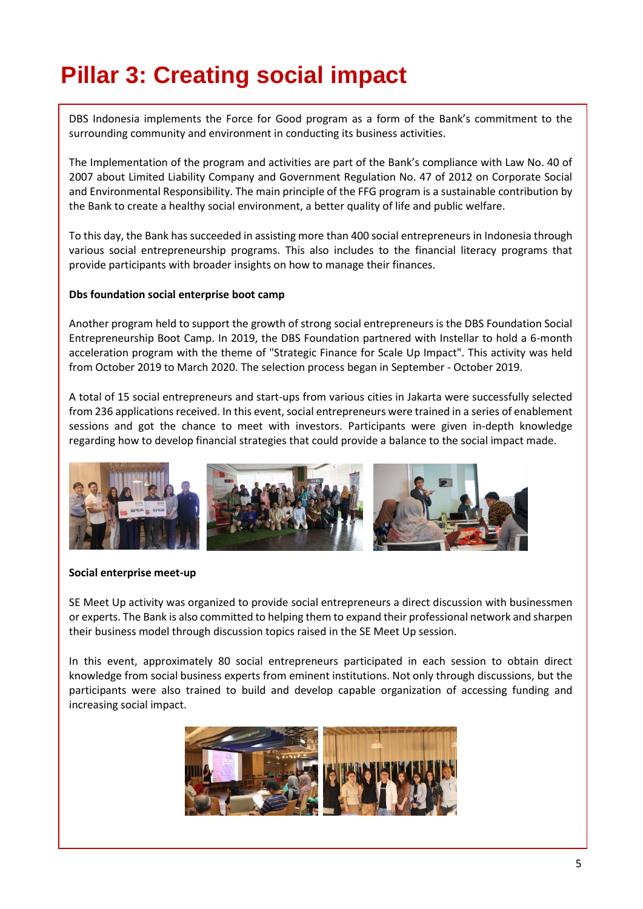# Pillar 3: Creating social impact

DBS Indonesia implements the Force for Good program as a form of the Bank's commitment to the surrounding community and environment in conducting its business activities.

The Implementation of the program and activities are part of the Bank's compliance with Law No. 40 of 2007 about Limited Liability Company and Government Regulation No. 47 of 2012 on Corporate Social and Environmental Responsibility. The main principle of the FFG program is a sustainable contribution by the Bank to create a healthy social environment, a better quality of life and public welfare.

To this day, the Bank has succeeded in assisting more than 400 social entrepreneurs in Indonesia through various social entrepreneurship programs. This also includes to the financial literacy programs that provide participants with broader insights on how to manage their finances.

**Dbs foundation social enterprise boot camp**

Another program held to support the growth of strong social entrepreneurs is the DBS Foundation Social Entrepreneurship Boot Camp. In 2019, the DBS Foundation partnered with Instellar to hold a 6-month acceleration program with the theme of "Strategic Finance for Scale Up Impact". This activity was held from October 2019 to March 2020. The selection process began in September - October 2019.

A total of 15 social entrepreneurs and start-ups from various cities in Jakarta were successfully selected from 236 applications received. In this event, social entrepreneurs were trained in a series of enablement sessions and got the chance to meet with investors. Participants were given in-depth knowledge regarding how to develop financial strategies that could provide a balance to the social impact made.

**Social enterprise meet-up**

SE Meet Up activity was organized to provide social entrepreneurs a direct discussion with businessmen or experts. The Bank is also committed to helping them to expand their professional network and sharpen their business model through discussion topics raised in the SE Meet Up session.

In this event, approximately 80 social entrepreneurs participated in each session to obtain direct knowledge from social business experts from eminent institutions. Not only through discussions, but the participants were also trained to build and develop capable organization of accessing funding and increasing social impact.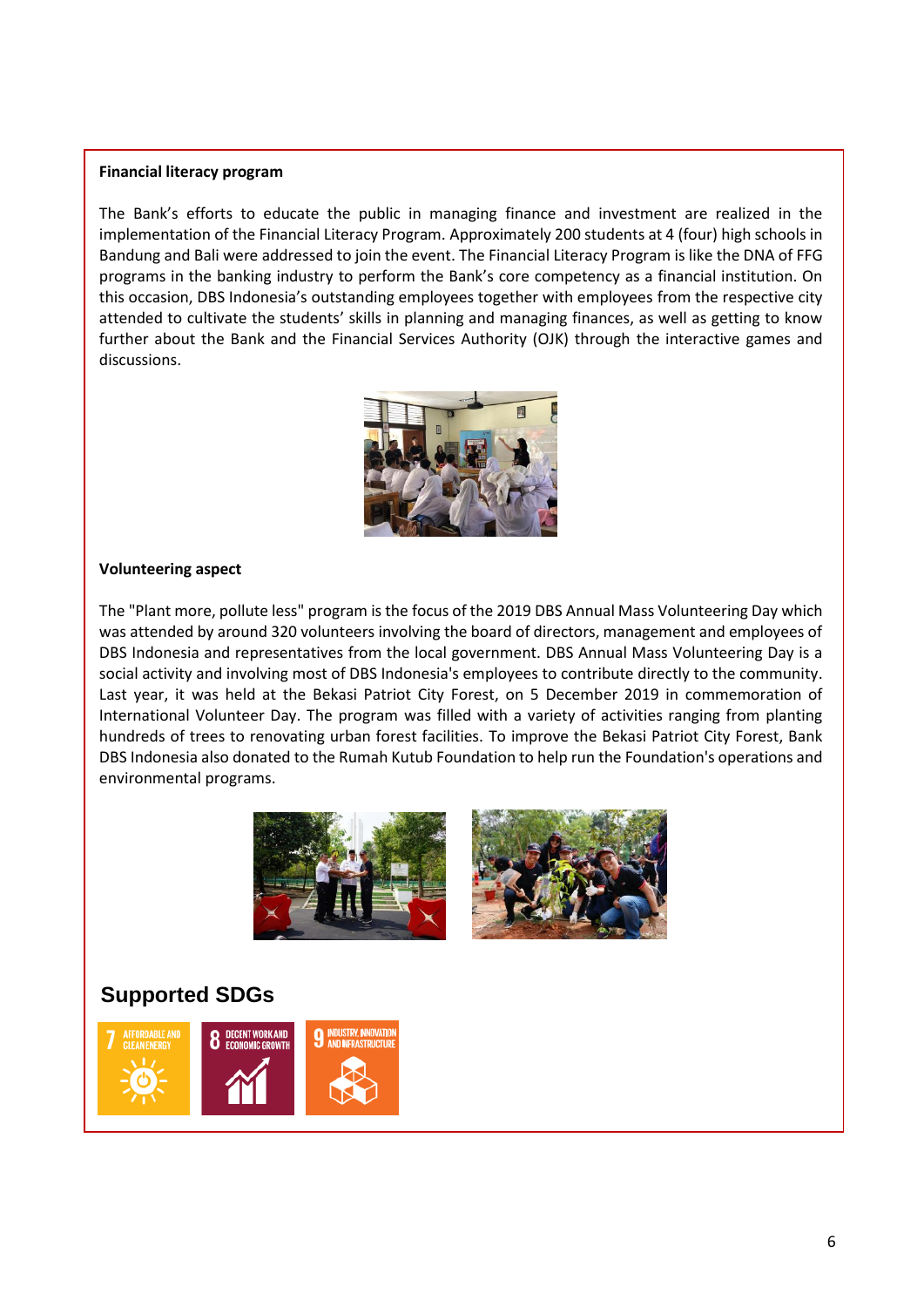**Financial literacy program**

The Bank's efforts to educate the public in managing finance and investment are realized in the implementation of the Financial Literacy Program. Approximately 200 students at 4 (four) high schools in Bandung and Bali were addressed to join the event. The Financial Literacy Program is like the DNA of FFG programs in the banking industry to perform the Bank's core competency as a financial institution. On this occasion, DBS Indonesia's outstanding employees together with employees from the respective city attended to cultivate the students' skills in planning and managing finances, as well as getting to know further about the Bank and the Financial Services Authority (OJK) through the interactive games and discussions.

**Volunteering aspect**

The "Plant more, pollute less" program is the focus of the 2019 DBS Annual Mass Volunteering Day which was attended by around 320 volunteers involving the board of directors, management and employees of DBS Indonesia and representatives from the local government. DBS Annual Mass Volunteering Day is a social activity and involving most of DBS Indonesia's employees to contribute directly to the community. Last year, it was held at the Bekasi Patriot City Forest, on 5 December 2019 in commemoration of International Volunteer Day. The program was filled with a variety of activities ranging from planting hundreds of trees to renovating urban forest facilities. To improve the Bekasi Patriot City Forest, Bank DBS Indonesia also donated to the Rumah Kutub Foundation to help run the Foundation's operations and environmental programs.

## Supported SDGs

7 AFFORDABLE AND CLEAN ENERGY

8 DECENT WORK AND ECONOMIC GROWTH

9 INDUSTRY, INNOVATION AND INFRASTRUCTURE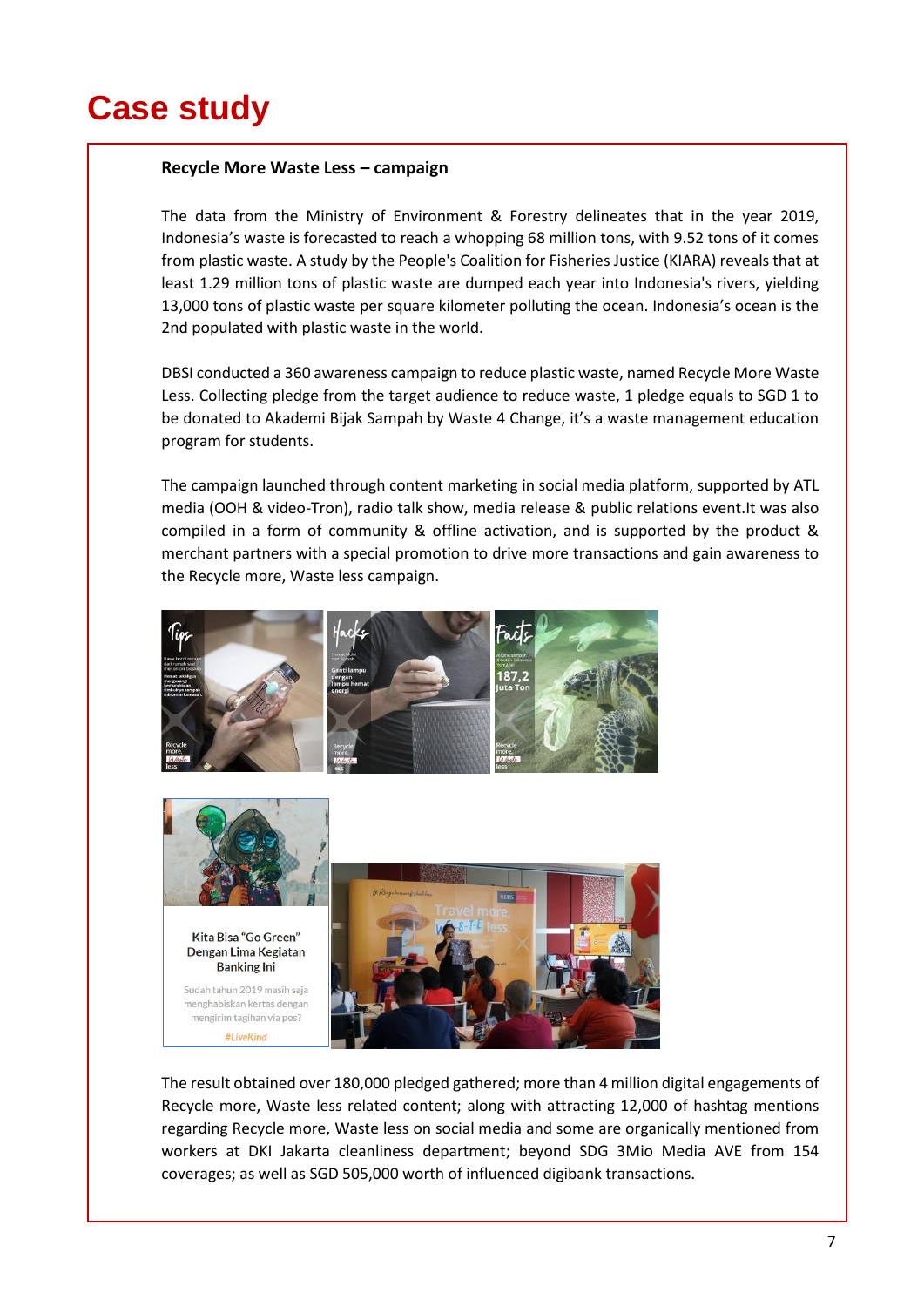# Case study

**Recycle More Waste Less – campaign**

The data from the Ministry of Environment & Forestry delineates that in the year 2019, Indonesia's waste is forecasted to reach a whopping 68 million tons, with 9.52 tons of it comes from plastic waste. A study by the People's Coalition for Fisheries Justice (KIARA) reveals that at least 1.29 million tons of plastic waste are dumped each year into Indonesia's rivers, yielding 13,000 tons of plastic waste per square kilometer polluting the ocean. Indonesia's ocean is the 2nd populated with plastic waste in the world.

DBSI conducted a 360 awareness campaign to reduce plastic waste, named Recycle More Waste Less. Collecting pledge from the target audience to reduce waste, 1 pledge equals to SGD 1 to be donated to Akademi Bijak Sampah by Waste 4 Change, it's a waste management education program for students.

The campaign launched through content marketing in social media platform, supported by ATL media (OOH & video-Tron), radio talk show, media release & public relations event.It was also compiled in a form of community & offline activation, and is supported by the product & merchant partners with a special promotion to drive more transactions and gain awareness to the Recycle more, Waste less campaign.

The result obtained over 180,000 pledged gathered; more than 4 million digital engagements of Recycle more, Waste less related content; along with attracting 12,000 of hashtag mentions regarding Recycle more, Waste less on social media and some are organically mentioned from workers at DKI Jakarta cleanliness department; beyond SDG 3Mio Media AVE from 154 coverages; as well as SGD 505,000 worth of influenced digibank transactions.